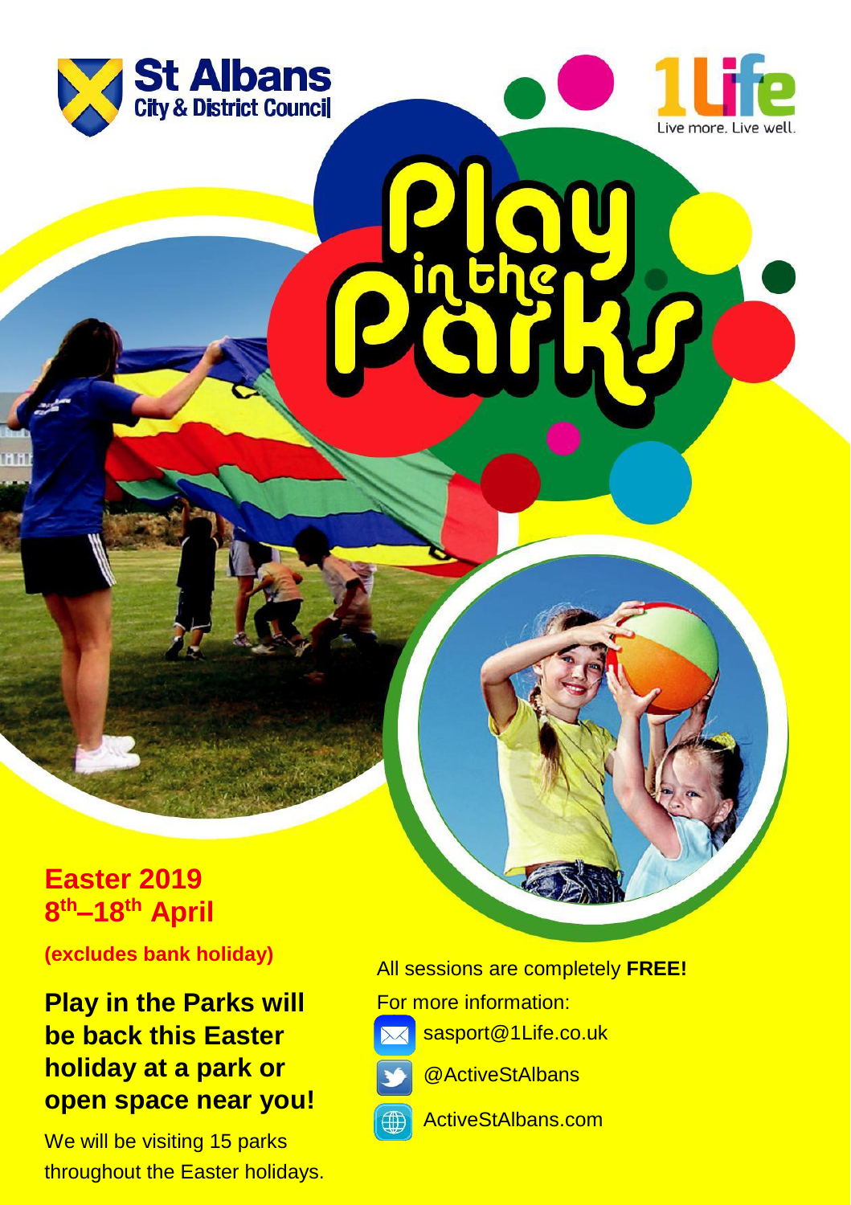St Albans City & District Council

1Life — Live more. Live well.

# Play in the Parks

## Easter 2019
## 8th–18th April

**(excludes bank holiday)**

## Play in the Parks will be back this Easter holiday at a park or open space near you!

We will be visiting 15 parks throughout the Easter holidays.

All sessions are completely **FREE!**

For more information:

- sasport@1Life.co.uk
- @ActiveStAlbans
- ActiveStAlbans.com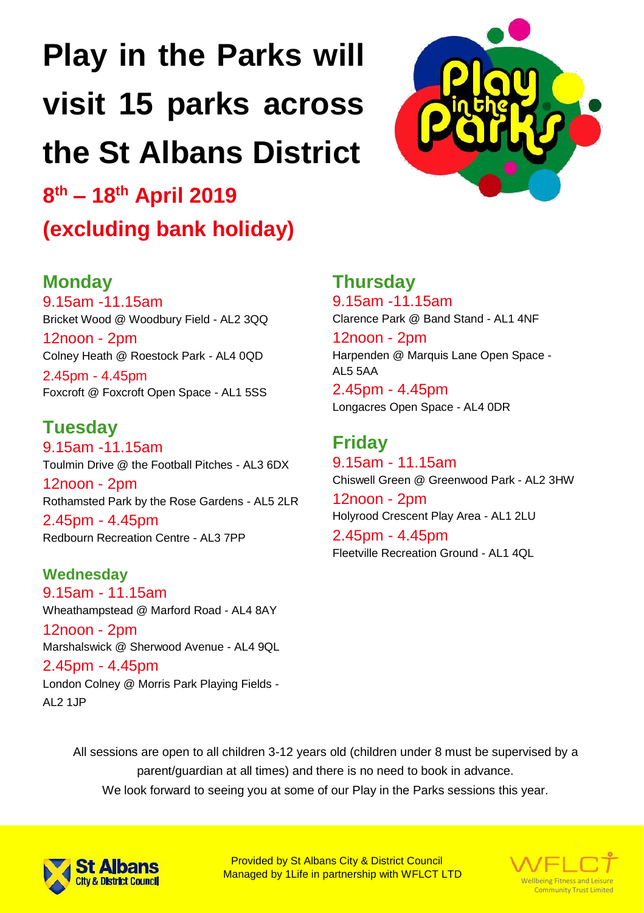# Play in the Parks will visit 15 parks across the St Albans District

## 8th – 18th April 2019 (excluding bank holiday)

### Monday

9.15am -11.15am
Bricket Wood @ Woodbury Field - AL2 3QQ

12noon - 2pm
Colney Heath @ Roestock Park - AL4 0QD

2.45pm - 4.45pm
Foxcroft @ Foxcroft Open Space - AL1 5SS

### Tuesday

9.15am -11.15am
Toulmin Drive @ the Football Pitches - AL3 6DX

12noon - 2pm
Rothamsted Park by the Rose Gardens - AL5 2LR

2.45pm - 4.45pm
Redbourn Recreation Centre - AL3 7PP

### Wednesday

9.15am - 11.15am
Wheathampstead @ Marford Road - AL4 8AY

12noon - 2pm
Marshalswick @ Sherwood Avenue - AL4 9QL

2.45pm - 4.45pm
London Colney @ Morris Park Playing Fields - AL2 1JP

### Thursday

9.15am -11.15am
Clarence Park @ Band Stand - AL1 4NF

12noon - 2pm
Harpenden @ Marquis Lane Open Space - AL5 5AA

2.45pm - 4.45pm
Longacres Open Space - AL4 0DR

### Friday

9.15am - 11.15am
Chiswell Green @ Greenwood Park - AL2 3HW

12noon - 2pm
Holyrood Crescent Play Area - AL1 2LU

2.45pm - 4.45pm
Fleetville Recreation Ground - AL1 4QL

All sessions are open to all children 3-12 years old (children under 8 must be supervised by a parent/guardian at all times) and there is no need to book in advance.
We look forward to seeing you at some of our Play in the Parks sessions this year.

St Albans City & District Council

Provided by St Albans City & District Council
Managed by 1Life in partnership with WFLCT LTD

WFLCT
Wellbeing Fitness and Leisure Community Trust Limited